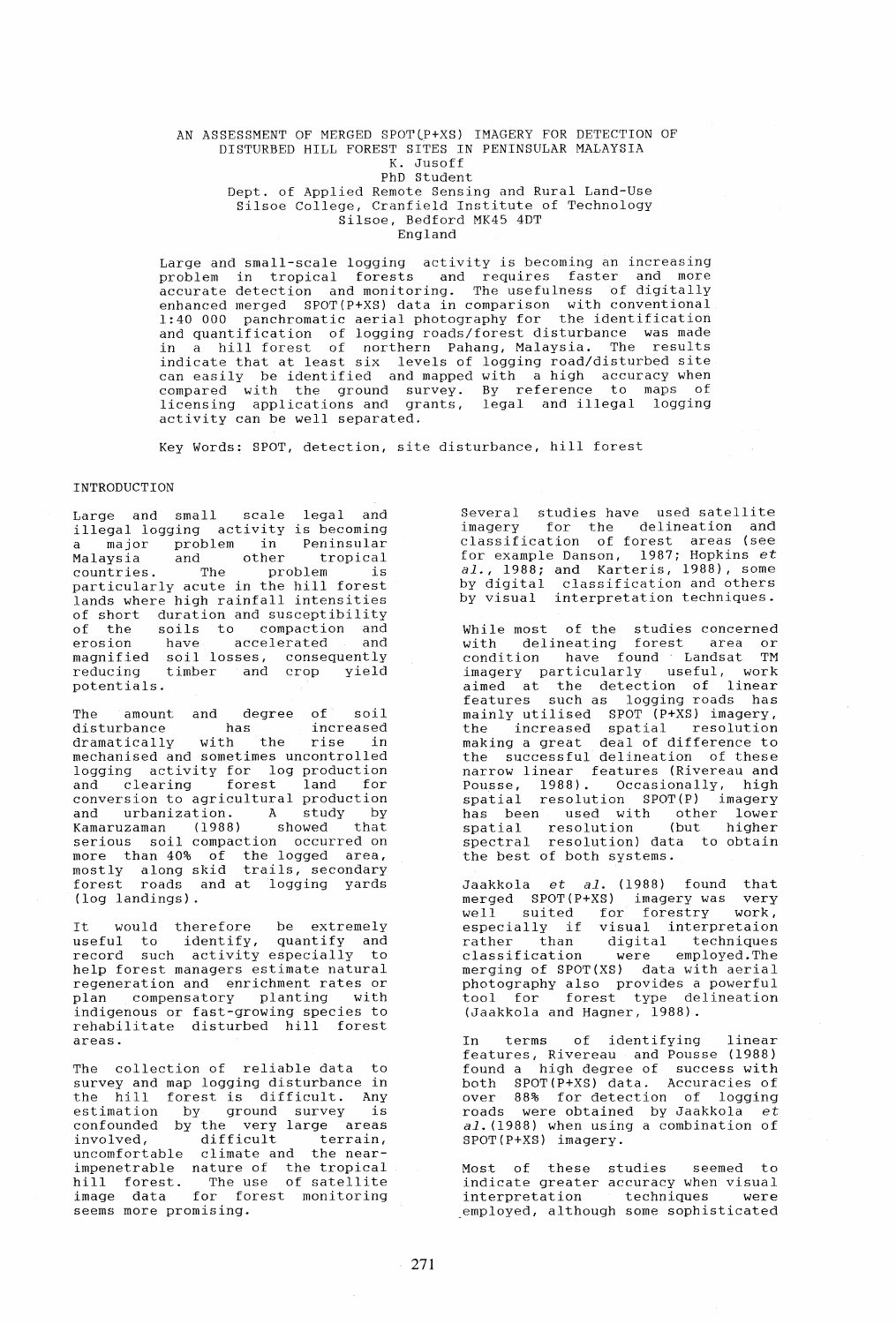# AN ASSESSMENT OF MERGED SPOT(P+XS) IMAGERY FOR DETECTION OF DISTURBED HILL FOREST SITES IN PENINSULAR MALAYSIA

K. Jusoff
PhD Student
Dept. of Applied Remote Sensing and Rural Land-Use
Silsoe College, Cranfield Institute of Technology
Silsoe, Bedford MK45 4DT
England

Large and small-scale logging activity is becoming an increasing problem in tropical forests and requires faster and more accurate detection and monitoring. The usefulness of digitally enhanced merged SPOT(P+XS) data in comparison with conventional 1:40 000 panchromatic aerial photography for the identification and quantification of logging roads/forest disturbance was made in a hill forest of northern Pahang, Malaysia. The results indicate that at least six levels of logging road/disturbed site can easily be identified and mapped with a high accuracy when compared with the ground survey. By reference to maps of licensing applications and grants, legal and illegal logging activity can be well separated.

Key Words: SPOT, detection, site disturbance, hill forest

## INTRODUCTION

Large and small scale legal and illegal logging activity is becoming a major problem in Peninsular Malaysia and other tropical countries. The problem is particularly acute in the hill forest lands where high rainfall intensities of short duration and susceptibility of the soils to compaction and erosion have accelerated and magnified soil losses, consequently reducing timber and crop yield potentials.

The amount and degree of soil disturbance has increased dramatically with the rise in mechanised and sometimes uncontrolled logging activity for log production and clearing forest land for conversion to agricultural production and urbanization. A study by Kamaruzaman (1988) showed that serious soil compaction occurred on more than 40% of the logged area, mostly along skid trails, secondary forest roads and at logging yards (log landings).

It would therefore be extremely useful to identify, quantify and record such activity especially to help forest managers estimate natural regeneration and enrichment rates or plan compensatory planting with indigenous or fast-growing species to rehabilitate disturbed hill forest areas.

The collection of reliable data to survey and map logging disturbance in the hill forest is difficult. Any estimation by ground survey is confounded by the very large areas involved, difficult terrain, uncomfortable climate and the near-impenetrable nature of the hill forest. The use of satellite image data for forest monitoring seems more promising.

Several studies have used satellite imagery for the delineation and classification of forest areas (see for example Danson, 1987; Hopkins *et al.*, 1988; and Karteris, 1988), some by digital classification and others by visual interpretation techniques.

While most of the studies concerned with delineating forest area or condition have found Landsat TM imagery particularly useful, work aimed at the detection of linear features such as logging roads has mainly utilised SPOT (P+XS) imagery, the increased spatial resolution making a great deal of difference to the successful delineation of these narrow linear features (Rivereau and Pousse, 1988). Occasionally, high spatial resolution SPOT(P) imagery has been used with other lower spatial resolution (but higher spectral resolution) data to obtain the best of both systems.

Jaakkola *et al.* (1988) found that merged SPOT(P+XS) imagery was very well suited for forestry work, especially if visual interpretaion rather than digital techniques classification were employed.The merging of SPOT(XS) data with aerial photography also provides a powerful tool for forest type delineation (Jaakkola and Hagner, 1988).

In terms of identifying linear features, Rivereau and Pousse (1988) found a high degree of success with both SPOT(P+XS) data. Accuracies of over 88% for detection of logging roads were obtained by Jaakkola *et al.*(1988) when using a combination of SPOT(P+XS) imagery.

Most of these studies seemed to indicate greater accuracy when visual interpretation techniques were employed, although some sophisticated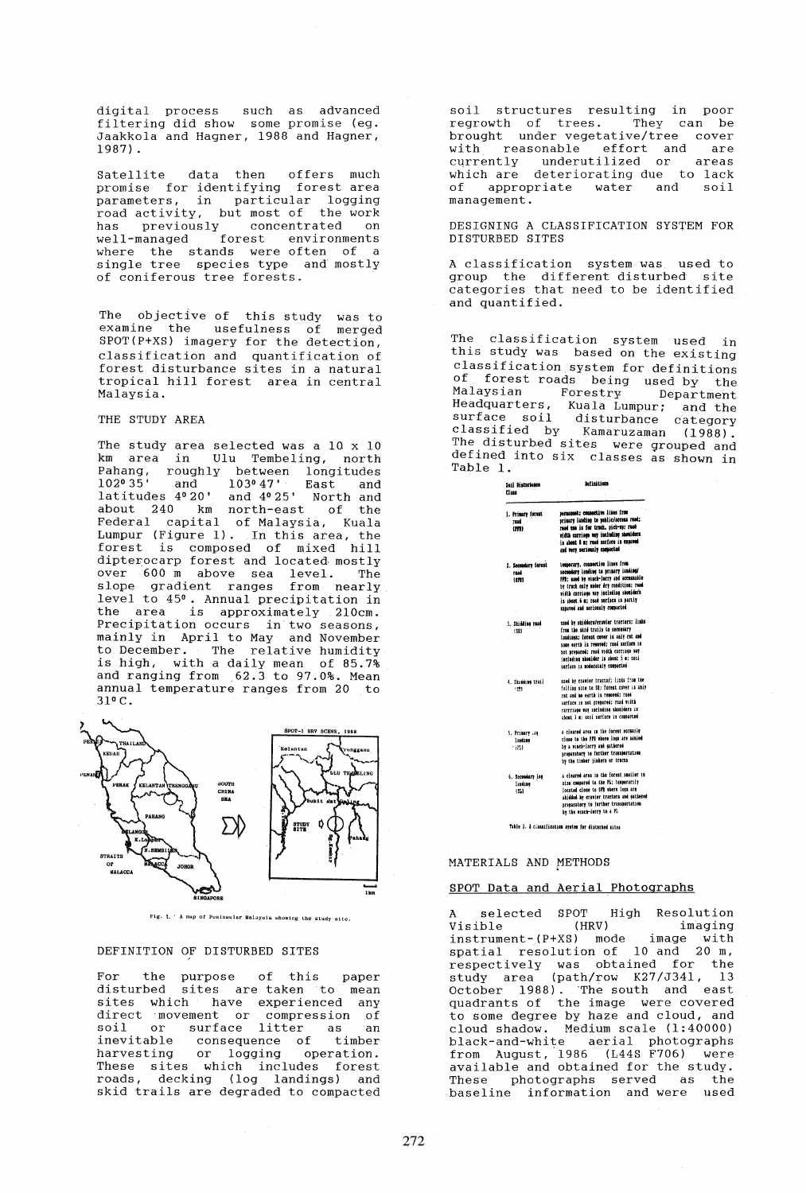digital process such as advanced filtering did show some promise (eg. Jaakkola and Hagner, 1988 and Hagner, 1987).

Satellite data then offers much promise for identifying forest area parameters, in particular logging road activity, but most of the work has previously concentrated on well-managed forest environments where the stands were often of a single tree species type and mostly of coniferous tree forests.

The objective of this study was to examine the usefulness of merged SPOT(P+XS) imagery for the detection, classification and quantification of forest disturbance sites in a natural tropical hill forest area in central Malaysia.

## THE STUDY AREA

The study area selected was a 10 x 10 km area in Ulu Tembeling, north Pahang, roughly between longitudes 102° 35' and 103° 47' East and latitudes 4° 20' and 4° 25' North and about 240 km north-east of the Federal capital of Malaysia, Kuala Lumpur (Figure 1). In this area, the forest is composed of mixed hill dipterocarp forest and located mostly over 600 m above sea level. The slope gradient ranges from nearly level to 45°. Annual precipitation in the area is approximately 210cm. Precipitation occurs in two seasons, mainly in April to May and November to December. The relative humidity is high, with a daily mean of 85.7% and ranging from 62.3 to 97.0%. Mean annual temperature ranges from 20 to 31° C.

Fig. 1. A map of Peninsular Malaysia showing the study site.

## DEFINITION OF DISTURBED SITES

For the purpose of this paper disturbed sites are taken to mean sites which have experienced any direct movement or compression of soil or surface litter as an inevitable consequence of timber harvesting or logging operation. These sites which includes forest roads, decking (log landings) and skid trails are degraded to compacted soil structures resulting in poor regrowth of trees. They can be brought under vegetative/tree cover with reasonable effort and are currently underutilized or areas which are deteriorating due to lack of appropriate water and soil management.

## DESIGNING A CLASSIFICATION SYSTEM FOR DISTURBED SITES

A classification system was used to group the different disturbed site categories that need to be identified and quantified.

The classification system used in this study was based on the existing classification system for definitions of forest roads being used by the Malaysian Forestry Department Headquarters, Kuala Lumpur; and the surface soil disturbance category classified by Kamaruzaman (1988). The disturbed sites were grouped and defined into six classes as shown in Table 1.

| Soil Disturbance Class | Definitions |
|---|---|
| 1. Primary forest road (PFR) | permanent; connective lines from primary landing to public/access road; road use is for truck, pick-up; road width carriage way including shoulders is about 8 m; road surface is unpaved and very seriously compacted |
| 2. Secondary forest road (SFR) | temporary, connective lines from secondary landing to primary landing/PFR; used by winch-lorry and accessible by truck only under dry condition; road width carriage way including shoulders is about 6 m; road surface is partly unpaved and seriously compacted |
| 3. Skidding road (SR) | used by skidders/crawler tractors; links from the skid trails to secondary landings; forest cover is only cut and some earth is removed; road surface is not prepared; road width carriage way including shoulder is about 5 m; soil surface is moderately compacted |
| 4. Skidding trail (ST) | used by crawler tractor; links from the felling site to SR; forest cover is only cut and no earth is removed; road surface is not prepared; road width carriage way including shoulders is about 3 m; soil surface is compacted |
| 5. Primary log landing (PLL) | a cleared area in the forest normally close to the PFR where logs are hauled by a winch-lorry and gathered preparatory to further transportation by the timber jinkers or trucks |
| 6. Secondary log landing (SLL) | a cleared area in the forest smaller in size compared to the PL; temporarily located close to SFR where logs are skidded by crawler tractors and gathered preparatory to further transportation by the winch-lorry to a PL |

Table 1. A classification system for disturbed sites

## MATERIALS AND METHODS

### SPOT Data and Aerial Photographs

A selected SPOT High Resolution Visible (HRV) imaging instrument-(P+XS) mode image with spatial resolution of 10 and 20 m, respectively was obtained for the study area (path/row K27/J341, 13 October 1988). The south and east quadrants of the image were covered to some degree by haze and cloud, and cloud shadow. Medium scale (1:40000) black-and-white aerial photographs from August, 1986 (L44S F706) were available and obtained for the study. These photographs served as the baseline information and were used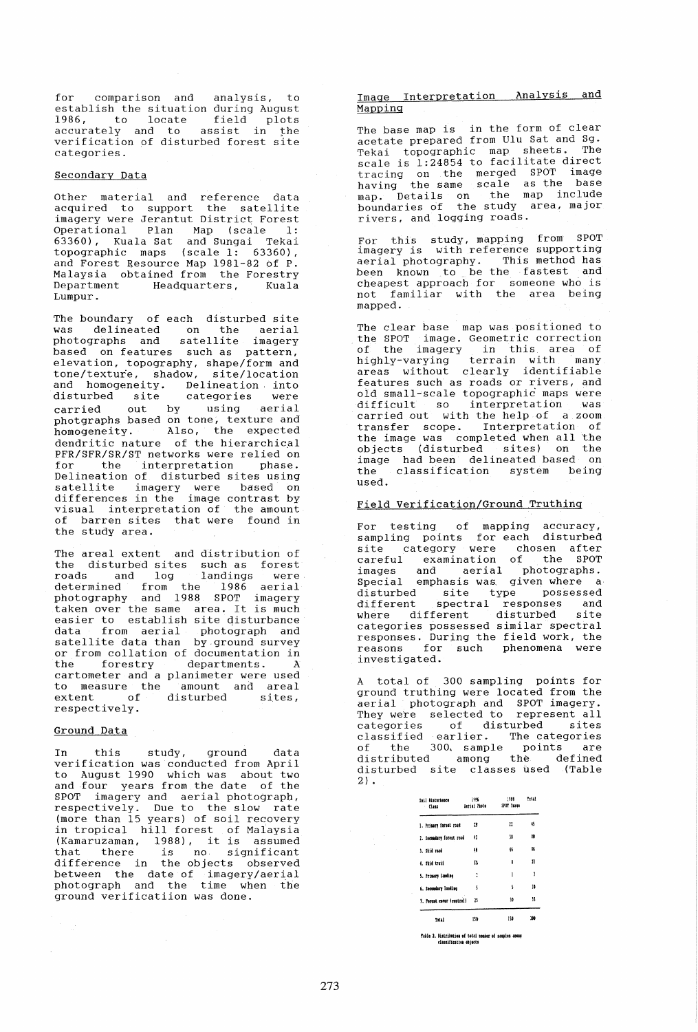for comparison and analysis, to establish the situation during August 1986, to locate field plots accurately and to assist in the verification of disturbed forest site categories.

## Secondary Data

Other material and reference data acquired to support the satellite imagery were Jerantut District Forest Operational Plan Map (scale 1: 63360), Kuala Sat and Sungai Tekai topographic maps (scale 1: 63360), and Forest Resource Map 1981-82 of P. Malaysia obtained from the Forestry Department Headquarters, Kuala Lumpur.

The boundary of each disturbed site was delineated on the aerial photographs and satellite imagery based on features such as pattern, elevation, topography, shape/form and tone/texture, shadow, site/location and homogeneity. Delineation into disturbed site categories were carried out by using aerial photgraphs based on tone, texture and homogeneity. Also, the expected dendritic nature of the hierarchical PFR/SFR/SR/ST networks were relied on for the interpretation phase. Delineation of disturbed sites using satellite imagery were based on differences in the image contrast by visual interpretation of the amount of barren sites that were found in the study area.

The areal extent and distribution of the disturbed sites such as forest roads and log landings were determined from the 1986 aerial photography and 1988 SPOT imagery taken over the same area. It is much easier to establish site disturbance data from aerial photograph and satellite data than by ground survey or from collation of documentation in the forestry departments. A cartometer and a planimeter were used to measure the amount and areal extent of disturbed sites, respectively.

## Ground Data

In this study, ground data verification was conducted from April to August 1990 which was about two and four years from the date of the SPOT imagery and aerial photograph, respectively. Due to the slow rate (more than 15 years) of soil recovery in tropical hill forest of Malaysia (Kamaruzaman, 1988), it is assumed that there is no significant difference in the objects observed between the date of imagery/aerial photograph and the time when the ground verificatiion was done.

## Image Interpretation Analysis and Mapping

The base map is in the form of clear acetate prepared from Ulu Sat and Sg. Tekai topographic map sheets. The scale is 1:24854 to facilitate direct tracing on the merged SPOT image having the same scale as the base map. Details on the map include boundaries of the study area, major rivers, and logging roads.

For this study, mapping from SPOT imagery is with reference supporting aerial photography. This method has been known to be the fastest and cheapest approach for someone who is not familiar with the area being mapped.

The clear base map was positioned to the SPOT image. Geometric correction of the imagery in this area of highly-varying terrain with many areas without clearly identifiable features such as roads or rivers, and old small-scale topographic maps were difficult so interpretation was carried out with the help of a zoom transfer scope. Interpretation of the image was completed when all the objects (disturbed sites) on the image had been delineated based on the classification system being used.

## Field Verification/Ground Truthing

For testing of mapping accuracy, sampling points for each disturbed site category were chosen after careful examination of the SPOT images and aerial photographs. Special emphasis was given where a disturbed site type possessed different spectral responses and where different disturbed site categories possessed similar spectral responses. During the field work, the reasons for such phenomena were investigated.

A total of 300 sampling points for ground truthing were located from the aerial photograph and SPOT imagery. They were selected to represent all categories of disturbed sites classified earlier. The categories of the 300 sample points are distributed among the defined disturbed site classes used (Table 2).

| Soil Disturbance Class | 1986 Aerial Photo | 1988 SPOT Image | Total |
|---|---|---|---|
| 1. Primary forest road | 23 | 22 | 45 |
| 2. Secondary forest road | 42 | 38 | 80 |
| 3. Skid road | 41 | 45 | 86 |
| 4. Skid trail | 13 | 8 | 21 |
| 5. Primary landing | 1 | 2 | 3 |
| 6. Secondary landing | 5 | 5 | 10 |
| 7. Forest cover (control) | 25 | 30 | 55 |
| Total | 150 | 150 | 300 |

Table 2. Distribution of total number of samples among classification objects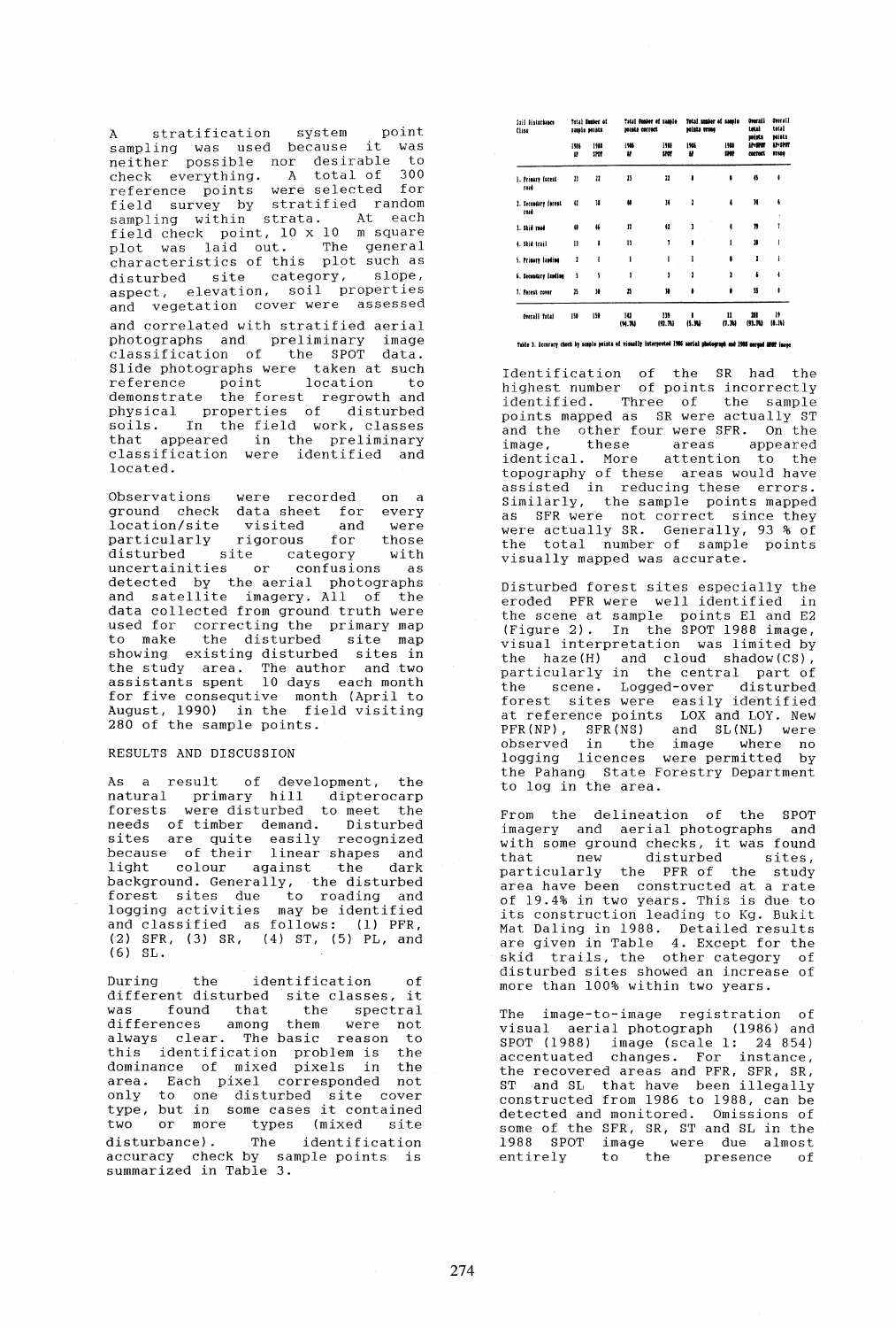A stratification system point sampling was used because it was neither possible nor desirable to check everything. A total of 300 reference points were selected for field survey by stratified random sampling within strata. At each field check point, 10 x 10 m square plot was laid out. The general characteristics of this plot such as disturbed site category, slope, aspect, elevation, soil properties and vegetation cover were assessed and correlated with stratified aerial photographs and preliminary image classification of the SPOT data. Slide photographs were taken at such reference point location to demonstrate the forest regrowth and physical properties of disturbed soils. In the field work, classes that appeared in the preliminary classification were identified and located.

Observations were recorded on a ground check data sheet for every location/site visited and were particularly rigorous for those disturbed site category with uncertainities or confusions as detected by the aerial photographs and satellite imagery. All of the data collected from ground truth were used for correcting the primary map to make the disturbed site map showing existing disturbed sites in the study area. The author and two assistants spent 10 days each month for five consequtive month (April to August, 1990) in the field visiting 280 of the sample points.

## RESULTS AND DISCUSSION

As a result of development, the natural primary hill dipterocarp forests were disturbed to meet the needs of timber demand. Disturbed sites are quite easily recognized because of their linear shapes and light colour against the dark background. Generally, the disturbed forest sites due to roading and logging activities may be identified and classified as follows: (1) PFR, (2) SFR, (3) SR, (4) ST, (5) PL, and (6) SL.

During the identification of different disturbed site classes, it was found that the spectral differences among them were not always clear. The basic reason to this identification problem is the dominance of mixed pixels in the area. Each pixel corresponded not only to one disturbed site cover type, but in some cases it contained two or more types (mixed site disturbance). The identification accuracy check by sample points is summarized in Table 3.

| Soil Disturbance Class | Total Number of sample points | | Total Number of sample points correct | | Total number of sample points wrong | | Overall total points AP+SPOT correct | Overall total points AP+SPOT wrong |
|---|---|---|---|---|---|---|---|---|
| | 1986 AP | 1988 SPOT | 1986 AP | 1988 SPOT | 1986 AP | 1988 SPOT | | |
| 1. Primary forest road | 23 | 22 | 23 | 22 | 0 | 0 | 45 | 0 |
| 2. Secondary forest road | 42 | 38 | 40 | 34 | 2 | 4 | 74 | 6 |
| 3. Skid road | 40 | 46 | 37 | 42 | 3 | 4 | 79 | 7 |
| 4. Skid trail | 11 | 8 | 11 | 7 | 0 | 1 | 18 | 1 |
| 5. Primary landing | 2 | 1 | 1 | 1 | 1 | 0 | 2 | 1 |
| 6. Secondary landing | 5 | 5 | 3 | 3 | 2 | 2 | 6 | 4 |
| 7. Forest cover | 25 | 30 | 25 | 30 | 0 | 0 | 55 | 0 |
| Overall total | 150 | 150 | 142 (94.7%) | 139 (92.7%) | 8 (5.3%) | 11 (7.3%) | 281 (93.7%) | 19 (6.3%) |

Table 3. Accuracy check by sample points of visually interpreted 1986 aerial photograph and 1988 merged SPOT image.

Identification of the SR had the highest number of points incorrectly identified. Three of the sample points mapped as SR were actually ST and the other four were SFR. On the image, these areas appeared identical. More attention to the topography of these areas would have assisted in reducing these errors. Similarly, the sample points mapped as SFR were not correct since they were actually SR. Generally, 93 % of the total number of sample points visually mapped was accurate.

Disturbed forest sites especially the eroded PFR were well identified in the scene at sample points E1 and E2 (Figure 2). In the SPOT 1988 image, visual interpretation was limited by the haze(H) and cloud shadow(CS), particularly in the central part of the scene. Logged-over disturbed forest sites were easily identified at reference points LOX and LOY. New PFR(NP), SFR(NS) and SL(NL) were observed in the image where no logging licences were permitted by the Pahang State Forestry Department to log in the area.

From the delineation of the SPOT imagery and aerial photographs and with some ground checks, it was found that new disturbed sites, particularly the PFR of the study area have been constructed at a rate of 19.4% in two years. This is due to its construction leading to Kg. Bukit Mat Daling in 1988. Detailed results are given in Table 4. Except for the skid trails, the other category of disturbed sites showed an increase of more than 100% within two years.

The image-to-image registration of visual aerial photograph (1986) and SPOT (1988) image (scale 1: 24 854) accentuated changes. For instance, the recovered areas and PFR, SFR, SR, ST and SL that have been illegally constructed from 1986 to 1988, can be detected and monitored. Omissions of some of the SFR, SR, ST and SL in the 1988 SPOT image were due almost entirely to the presence of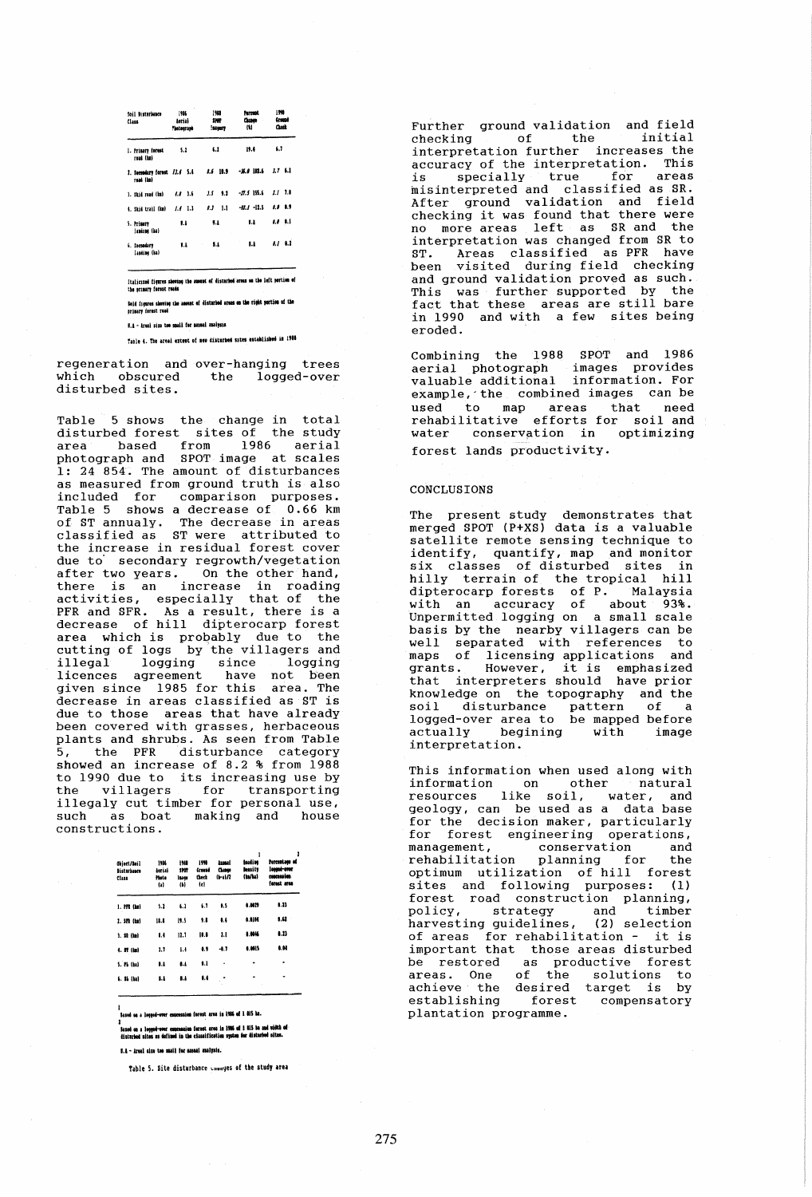| Soil Disturbance Class | 1986 Aerial Photograph | | 1988 SPOT Imagery | | Percent Change (%) | | 1990 Ground Check | |
|---|---|---|---|---|---|---|---|---|
| 1. Primary forest road (km) | 5.1 | | 6.1 | | 19.6 | | 6.7 | |
| 2. Secondary forest road (km) | *13.1* | 5.4 | *8.6* | 10.9 | *-36.0* | 101.6 | *3.7* | 6.1 |
| 3. Skid road (km) | *4.8* | 3.6 | *3.5* | 9.3 | *-27.5* | 155.6 | *2.1* | 7.8 |
| 4. Skid trail (km) | *1.6* | 1.3 | *0.3* | 1.1 | *-82.1* | -13.5 | *0.8* | 0.9 |
| 5. Primary landing (ha) | U.1 | | U.1 | | U.1 | | *0.0* | U.1 |
| 6. Secondary landing (ha) | U.1 | | U.1 | | U.1 | | *0.1* | U.1 |

Italicized figures showing the amount of disturbed areas on the left portion of the primary forest roads

Bold figures showing the amount of disturbed areas on the right portion of the primary forest road

U.1 - Areal size too small for annual analysis

Table 4. The areal extent of new disturbed sites established in 1988

regeneration and over-hanging trees which obscured the logged-over disturbed sites.

Table 5 shows the change in total disturbed forest sites of the study area based from 1986 aerial photograph and SPOT image at scales 1: 24 854. The amount of disturbances as measured from ground truth is also included for comparison purposes. Table 5 shows a decrease of 0.66 km of ST annualy. The decrease in areas classified as ST were attributed to the increase in residual forest cover due to secondary regrowth/vegetation after two years. On the other hand, there is an increase in roading activities, especially that of the PFR and SFR. As a result, there is a decrease of hill dipterocarp forest area which is probably due to the cutting of logs by the villagers and illegal logging since logging licences agreement have not been given since 1985 for this area. The decrease in areas classified as ST is due to those areas that have already been covered with grasses, herbaceous plants and shrubs. As seen from Table 5, the PFR disturbance category showed an increase of 8.2 % from 1988 to 1990 due to its increasing use by the villagers for transporting illegaly cut timber for personal use, such as boat making and house constructions.

| Object/Soil Disturbance Class | 1986 Aerial Photo (a) | 1988 SPOT Image (b) | 1990 Ground Check (c) | Annual Change (b-a)/2 | Roading Density (km/ha)[1] | Percentage of logged-over concession forest area[2] |
|---|---|---|---|---|---|---|
| 1. PFR (km) | 5.1 | 6.1 | 6.7 | 0.5 | 0.0029 | 0.33 |
| 2. SFR (km) | 18.8 | 19.5 | 9.8 | 0.4 | 0.0104 | 0.68 |
| 3. SR (km) | 8.4 | 12.7 | 10.0 | 2.1 | 0.0046 | 0.33 |
| 4. ST (km) | 2.7 | 1.4 | 0.9 | -0.7 | 0.0015 | 0.04 |
| 5. PL (ha) | U.1 | U.1 | U.1 | - | - | - |
| 6. SL (ha) | U.1 | U.1 | U.1 | - | - | - |

[1] Based on a logged-over concession forest area in 1986 of 1 815 ha.

[2] Based on a logged-over concession forest area in 1986 of 1 815 ha and width of disturbed sites as defined in the classification system for disturbed sites.

U.1 - Areal size too small for annual analysis.

Table 5. Site disturbance changes of the study area

Further ground validation and field checking of the initial interpretation further increases the accuracy of the interpretation. This is specially true for areas misinterpreted and classified as SR. After ground validation and field checking it was found that there were no more areas left as SR and the interpretation was changed from SR to ST. Areas classified as PFR have been visited during field checking and ground validation proved as such. This was further supported by the fact that these areas are still bare in 1990 and with a few sites being eroded.

Combining the 1988 SPOT and 1986 aerial photograph images provides valuable additional information. For example, the combined images can be used to map areas that need rehabilitative efforts for soil and water conservation in optimizing forest lands productivity.

## CONCLUSIONS

The present study demonstrates that merged SPOT (P+XS) data is a valuable satellite remote sensing technique to identify, quantify, map and monitor six classes of disturbed sites in hilly terrain of the tropical hill dipterocarp forests of P. Malaysia with an accuracy of about 93%. Unpermitted logging on a small scale basis by the nearby villagers can be well separated with references to maps of licensing applications and grants. However, it is emphasized that interpreters should have prior knowledge on the topography and the soil disturbance pattern of a logged-over area to be mapped before actually begining with image interpretation.

This information when used along with information on other natural resources like soil, water, and geology, can be used as a data base for the decision maker, particularly for forest engineering operations, management, conservation and rehabilitation planning for the optimum utilization of hill forest sites and following purposes: (1) forest road construction planning, policy, strategy and timber harvesting guidelines, (2) selection of areas for rehabilitation - it is important that those areas disturbed be restored as productive forest areas. One of the solutions to achieve the desired target is by establishing forest compensatory plantation programme.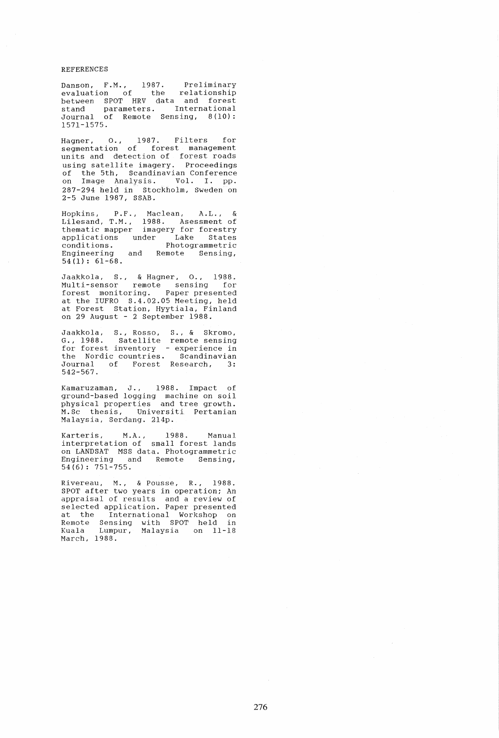## REFERENCES

Danson, F.M., 1987. Preliminary evaluation of the relationship between SPOT HRV data and forest stand parameters. International Journal of Remote Sensing, 8(10): 1571-1575.

Hagner, O., 1987. Filters for segmentation of forest management units and detection of forest roads using satellite imagery. Proceedings of the 5th, Scandinavian Conference on Image Analysis. Vol. I. pp. 287-294 held in Stockholm, Sweden on 2-5 June 1987, SSAB.

Hopkins, P.F., Maclean, A.L., & Lilesand, T.M., 1988. Asessment of thematic mapper imagery for forestry applications under Lake States conditions. Photogrammetric Engineering and Remote Sensing, 54(1): 61-68.

Jaakkola, S., & Hagner, O., 1988. Multi-sensor remote sensing for forest monitoring. Paper presented at the IUFRO S.4.02.05 Meeting, held at Forest Station, Hyytiala, Finland on 29 August - 2 September 1988.

Jaakkola, S., Rosso, S., & Skromo, G., 1988. Satellite remote sensing for forest inventory - experience in the Nordic countries. Scandinavian Journal of Forest Research, 3: 542-567.

Kamaruzaman, J., 1988. Impact of ground-based logging machine on soil physical properties and tree growth. M.Sc thesis, Universiti Pertanian Malaysia, Serdang. 214p.

Karteris, M.A., 1988. Manual interpretation of small forest lands on LANDSAT MSS data. Photogrammetric Engineering and Remote Sensing, 54(6): 751-755.

Rivereau, M., & Pousse, R., 1988. SPOT after two years in operation; An appraisal of results and a review of selected application. Paper presented at the International Workshop on Remote Sensing with SPOT held in Kuala Lumpur, Malaysia on 11-18 March, 1988.